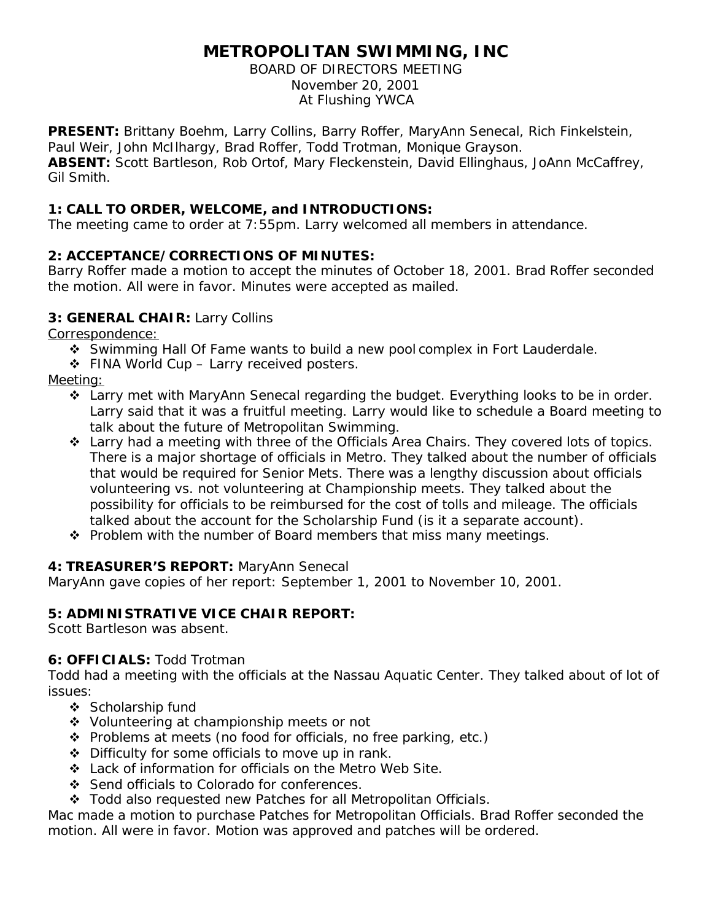# METROPOLITAN SWIMMING, INC

BOARD OF DIRECTORS MEETING
November 20, 2001
At Flushing YWCA

**PRESENT:** Brittany Boehm, Larry Collins, Barry Roffer, MaryAnn Senecal, Rich Finkelstein, Paul Weir, John McIlhargy, Brad Roffer, Todd Trotman, Monique Grayson.
**ABSENT:** Scott Bartleson, Rob Ortof, Mary Fleckenstein, David Ellinghaus, JoAnn McCaffrey, Gil Smith.

### 1: CALL TO ORDER, WELCOME, and INTRODUCTIONS:

The meeting came to order at 7:55pm. Larry welcomed all members in attendance.

### 2: ACCEPTANCE/CORRECTIONS OF MINUTES:

Barry Roffer made a motion to accept the minutes of October 18, 2001. Brad Roffer seconded the motion. All were in favor. Minutes were accepted as mailed.

### 3: GENERAL CHAIR: Larry Collins

Correspondence:

- Swimming Hall Of Fame wants to build a new pool complex in Fort Lauderdale.
- FINA World Cup – Larry received posters.

Meeting:

- Larry met with MaryAnn Senecal regarding the budget. Everything looks to be in order. Larry said that it was a fruitful meeting. Larry would like to schedule a Board meeting to talk about the future of Metropolitan Swimming.
- Larry had a meeting with three of the Officials Area Chairs. They covered lots of topics. There is a major shortage of officials in Metro. They talked about the number of officials that would be required for Senior Mets. There was a lengthy discussion about officials volunteering vs. not volunteering at Championship meets. They talked about the possibility for officials to be reimbursed for the cost of tolls and mileage. The officials talked about the account for the Scholarship Fund (is it a separate account).
- Problem with the number of Board members that miss many meetings.

### 4: TREASURER'S REPORT: MaryAnn Senecal

MaryAnn gave copies of her report: September 1, 2001 to November 10, 2001.

### 5: ADMINISTRATIVE VICE CHAIR REPORT:

Scott Bartleson was absent.

### 6: OFFICIALS: Todd Trotman

Todd had a meeting with the officials at the Nassau Aquatic Center. They talked about of lot of issues:

- Scholarship fund
- Volunteering at championship meets or not
- Problems at meets (no food for officials, no free parking, etc.)
- Difficulty for some officials to move up in rank.
- Lack of information for officials on the Metro Web Site.
- Send officials to Colorado for conferences.
- Todd also requested new Patches for all Metropolitan Officials.

Mac made a motion to purchase Patches for Metropolitan Officials. Brad Roffer seconded the motion. All were in favor. Motion was approved and patches will be ordered.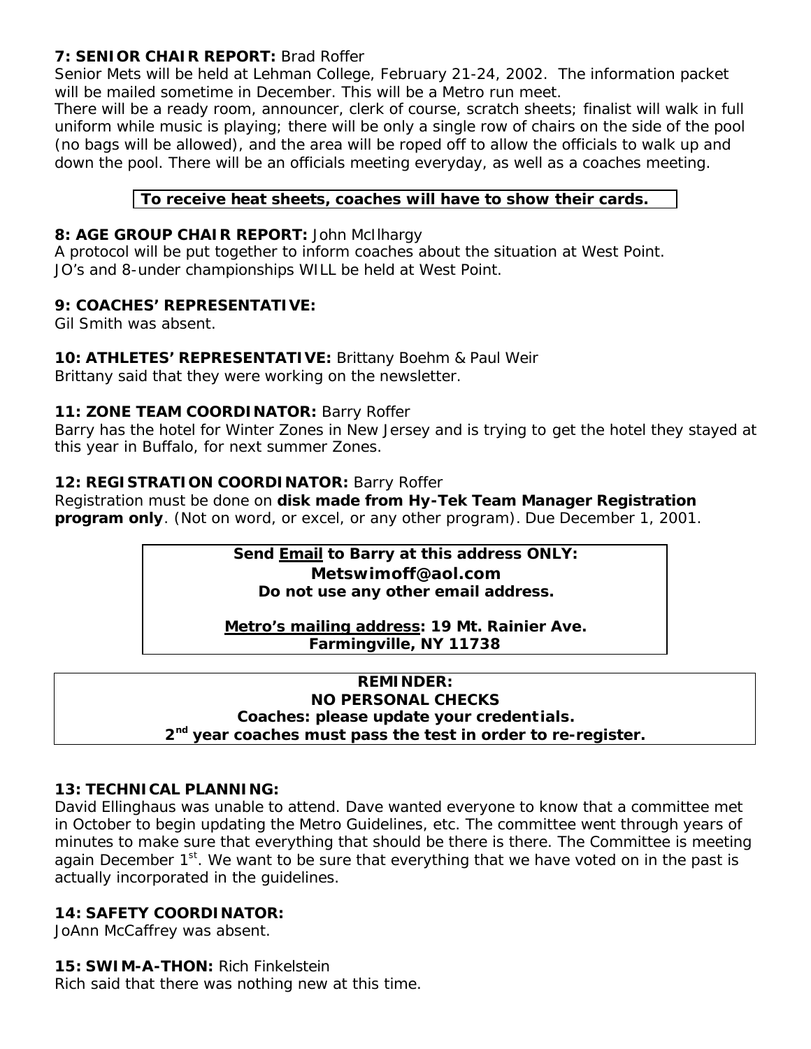**7: SENIOR CHAIR REPORT:** Brad Roffer

Senior Mets will be held at Lehman College, February 21-24, 2002. The information packet will be mailed sometime in December. This will be a Metro run meet.

There will be a ready room, announcer, clerk of course, scratch sheets; finalist will walk in full uniform while music is playing; there will be only a single row of chairs on the side of the pool (no bags will be allowed), and the area will be roped off to allow the officials to walk up and down the pool. There will be an officials meeting everyday, as well as a coaches meeting.

**To receive heat sheets, coaches will have to show their cards.**

**8: AGE GROUP CHAIR REPORT:** John McIlhargy

A protocol will be put together to inform coaches about the situation at West Point. JO's and 8-under championships WILL be held at West Point.

**9: COACHES' REPRESENTATIVE:**

Gil Smith was absent.

**10: ATHLETES' REPRESENTATIVE:** Brittany Boehm & Paul Weir

Brittany said that they were working on the newsletter.

**11: ZONE TEAM COORDINATOR:** Barry Roffer

Barry has the hotel for Winter Zones in New Jersey and is trying to get the hotel they stayed at this year in Buffalo, for next summer Zones.

**12: REGISTRATION COORDINATOR:** Barry Roffer

Registration must be done on **disk made from Hy-Tek Team Manager Registration program only**. (Not on word, or excel, or any other program). Due December 1, 2001.

**Send Email to Barry at this address ONLY:**
**Metswimoff@aol.com**
**Do not use any other email address.**

**Metro's mailing address: 19 Mt. Rainier Ave.**
**Farmingville, NY 11738**

**REMINDER:**
**NO PERSONAL CHECKS**
**Coaches: please update your credentials.**
**2nd year coaches must pass the test in order to re-register.**

**13: TECHNICAL PLANNING:**

David Ellinghaus was unable to attend. Dave wanted everyone to know that a committee met in October to begin updating the Metro Guidelines, etc. The committee went through years of minutes to make sure that everything that should be there is there. The Committee is meeting again December 1st. We want to be sure that everything that we have voted on in the past is actually incorporated in the guidelines.

**14: SAFETY COORDINATOR:**

JoAnn McCaffrey was absent.

**15: SWIM-A-THON:** Rich Finkelstein

Rich said that there was nothing new at this time.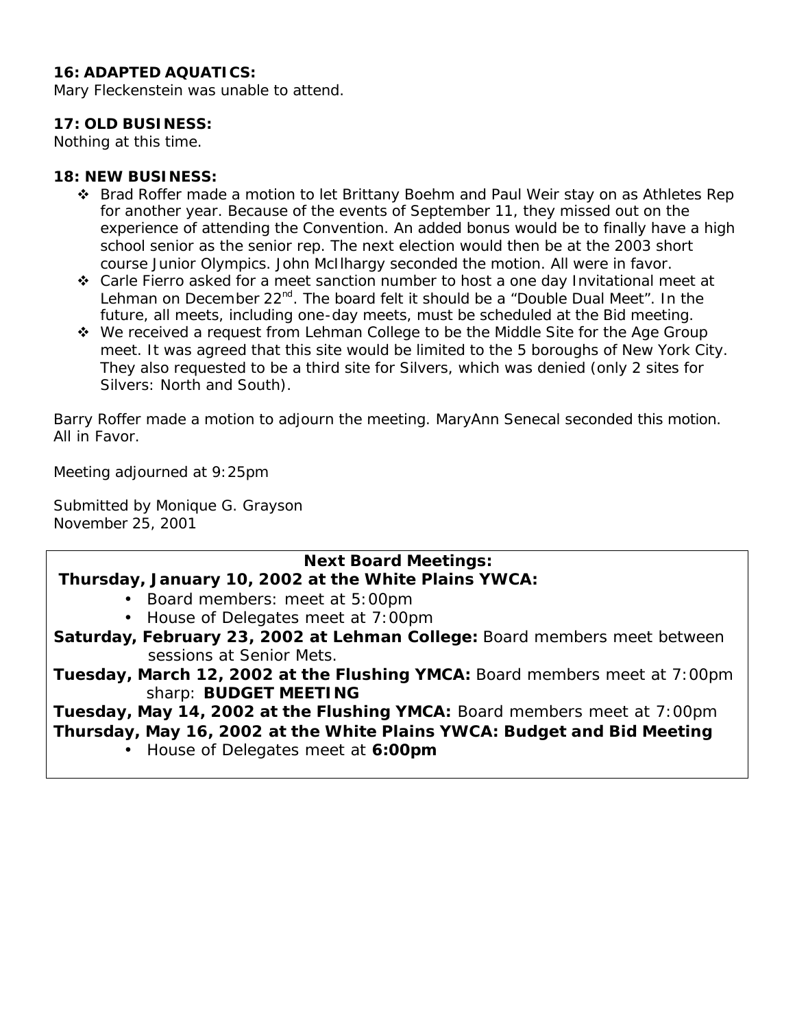**16: ADAPTED AQUATICS:**
Mary Fleckenstein was unable to attend.

**17: OLD BUSINESS:**
Nothing at this time.

**18: NEW BUSINESS:**

- Brad Roffer made a motion to let Brittany Boehm and Paul Weir stay on as Athletes Rep for another year. Because of the events of September 11, they missed out on the experience of attending the Convention. An added bonus would be to finally have a high school senior as the senior rep. The next election would then be at the 2003 short course Junior Olympics. John McIlhargy seconded the motion. All were in favor.
- Carle Fierro asked for a meet sanction number to host a one day Invitational meet at Lehman on December 22nd. The board felt it should be a "Double Dual Meet". In the future, all meets, including one-day meets, must be scheduled at the Bid meeting.
- We received a request from Lehman College to be the Middle Site for the Age Group meet. It was agreed that this site would be limited to the 5 boroughs of New York City. They also requested to be a third site for Silvers, which was denied (only 2 sites for Silvers: North and South).

Barry Roffer made a motion to adjourn the meeting. MaryAnn Senecal seconded this motion. All in Favor.

Meeting adjourned at 9:25pm

Submitted by Monique G. Grayson
November 25, 2001

**Next Board Meetings:**

**Thursday, January 10, 2002 at the White Plains YWCA:**

- Board members: meet at 5:00pm
- House of Delegates meet at 7:00pm

**Saturday, February 23, 2002 at Lehman College:** Board members meet between sessions at Senior Mets.

**Tuesday, March 12, 2002 at the Flushing YMCA:** Board members meet at 7:00pm sharp: **BUDGET MEETING**

**Tuesday, May 14, 2002 at the Flushing YMCA:** Board members meet at 7:00pm

**Thursday, May 16, 2002 at the White Plains YWCA: Budget and Bid Meeting**

- House of Delegates meet at **6:00pm**